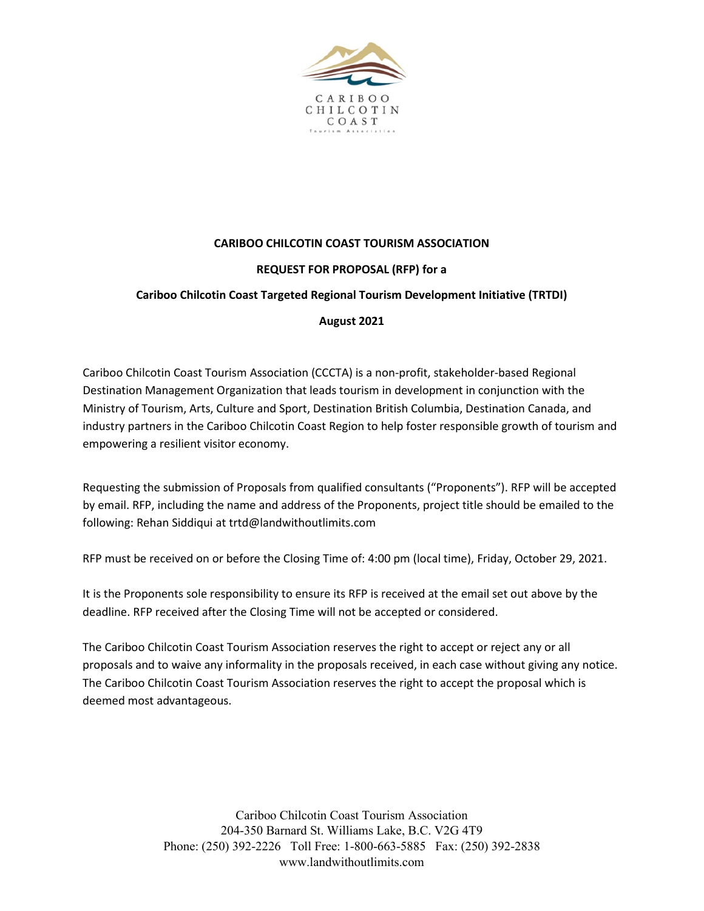# CARIBOO CHILCOTIN COAST TOURISM ASSOCIATION

## REQUEST FOR PROPOSAL (RFP) for a

## Cariboo Chilcotin Coast Targeted Regional Tourism Development Initiative (TRTDI)

**August 2021**

Cariboo Chilcotin Coast Tourism Association (CCCTA) is a non-profit, stakeholder-based Regional Destination Management Organization that leads tourism in development in conjunction with the Ministry of Tourism, Arts, Culture and Sport, Destination British Columbia, Destination Canada, and industry partners in the Cariboo Chilcotin Coast Region to help foster responsible growth of tourism and empowering a resilient visitor economy.

Requesting the submission of Proposals from qualified consultants ("Proponents"). RFP will be accepted by email. RFP, including the name and address of the Proponents, project title should be emailed to the following: Rehan Siddiqui at trtd@landwithoutlimits.com

RFP must be received on or before the Closing Time of: 4:00 pm (local time), Friday, October 29, 2021.

It is the Proponents sole responsibility to ensure its RFP is received at the email set out above by the deadline. RFP received after the Closing Time will not be accepted or considered.

The Cariboo Chilcotin Coast Tourism Association reserves the right to accept or reject any or all proposals and to waive any informality in the proposals received, in each case without giving any notice. The Cariboo Chilcotin Coast Tourism Association reserves the right to accept the proposal which is deemed most advantageous.

Cariboo Chilcotin Coast Tourism Association
204-350 Barnard St. Williams Lake, B.C. V2G 4T9
Phone: (250) 392-2226 Toll Free: 1-800-663-5885 Fax: (250) 392-2838
www.landwithoutlimits.com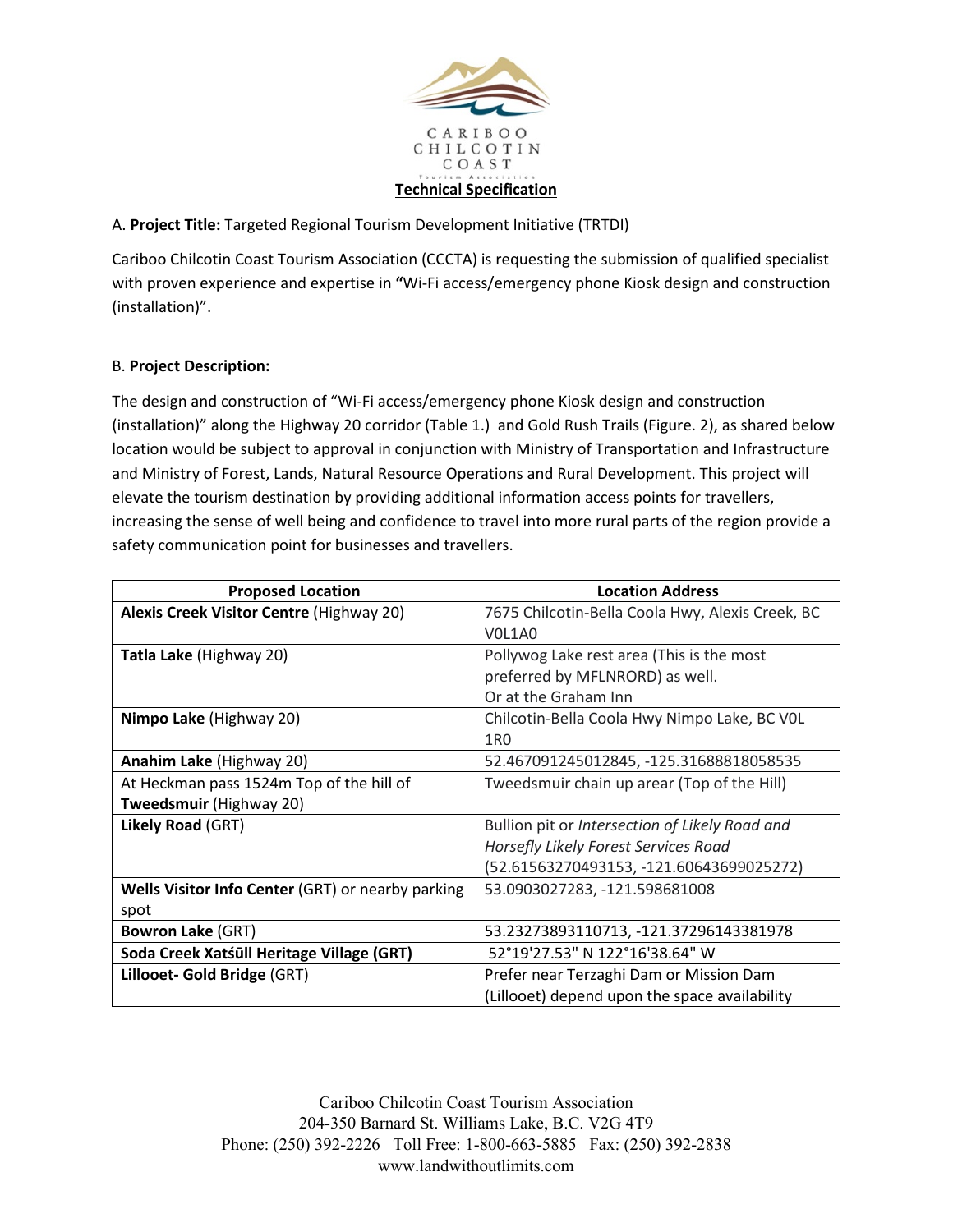CARIBOO CHILCOTIN COAST

Tourism Association

**Technical Specification**

A. **Project Title:** Targeted Regional Tourism Development Initiative (TRTDI)

Cariboo Chilcotin Coast Tourism Association (CCCTA) is requesting the submission of qualified specialist with proven experience and expertise in **"**Wi-Fi access/emergency phone Kiosk design and construction (installation)".

B. **Project Description:**

The design and construction of "Wi-Fi access/emergency phone Kiosk design and construction (installation)" along the Highway 20 corridor (Table 1.) and Gold Rush Trails (Figure. 2), as shared below location would be subject to approval in conjunction with Ministry of Transportation and Infrastructure and Ministry of Forest, Lands, Natural Resource Operations and Rural Development. This project will elevate the tourism destination by providing additional information access points for travellers, increasing the sense of well being and confidence to travel into more rural parts of the region provide a safety communication point for businesses and travellers.

| Proposed Location | Location Address |
|---|---|
| **Alexis Creek Visitor Centre** (Highway 20) | 7675 Chilcotin-Bella Coola Hwy, Alexis Creek, BC V0L1A0 |
| **Tatla Lake** (Highway 20) | Pollywog Lake rest area (This is the most preferred by MFLNRORD) as well.<br>Or at the Graham Inn |
| **Nimpo Lake** (Highway 20) | Chilcotin-Bella Coola Hwy Nimpo Lake, BC V0L 1R0 |
| **Anahim Lake** (Highway 20) | 52.467091245012845, -125.31688818058535 |
| At Heckman pass 1524m Top of the hill of **Tweedsmuir** (Highway 20) | Tweedsmuir chain up arear (Top of the Hill) |
| **Likely Road** (GRT) | Bullion pit or *Intersection of Likely Road and Horsefly Likely Forest Services Road* (52.61563270493153, -121.60643699025272) |
| **Wells Visitor Info Center** (GRT) or nearby parking spot | 53.0903027283, -121.598681008 |
| **Bowron Lake** (GRT) | 53.23273893110713, -121.37296143381978 |
| **Soda Creek Xatśūll Heritage Village (GRT)** | 52°19'27.53" N 122°16'38.64" W |
| **Lillooet- Gold Bridge** (GRT) | Prefer near Terzaghi Dam or Mission Dam (Lillooet) depend upon the space availability |

Cariboo Chilcotin Coast Tourism Association
204-350 Barnard St. Williams Lake, B.C. V2G 4T9
Phone: (250) 392-2226 Toll Free: 1-800-663-5885 Fax: (250) 392-2838
www.landwithoutlimits.com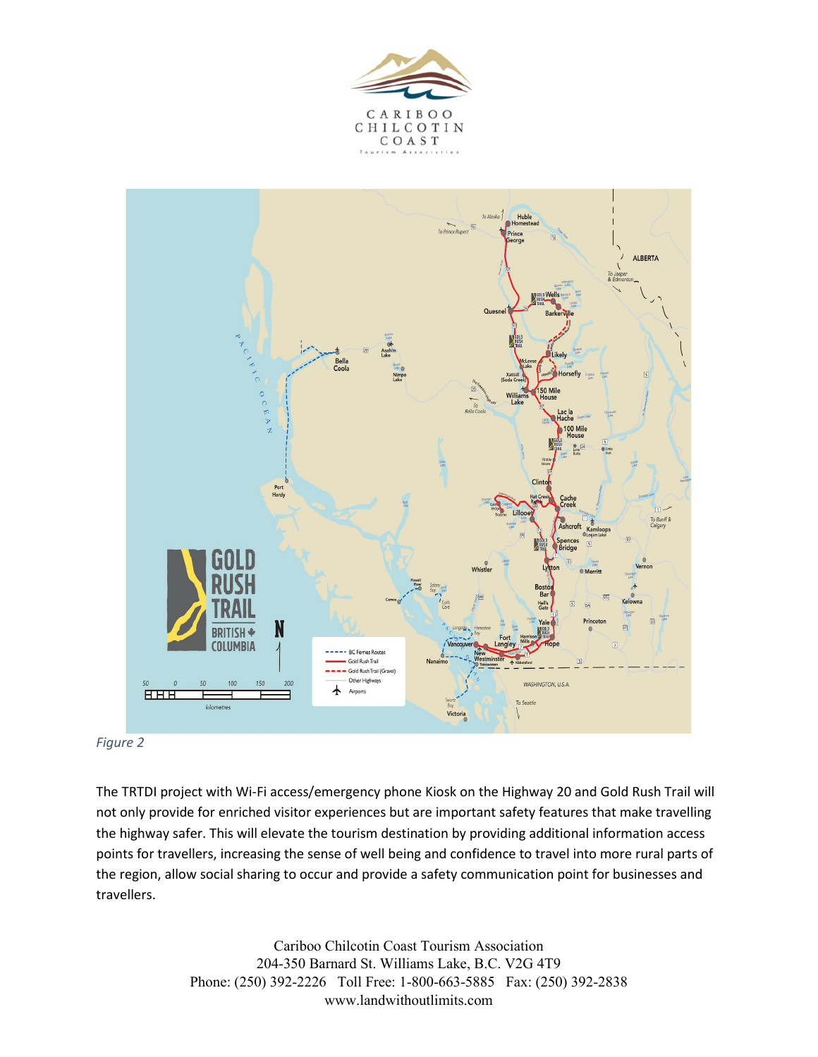*Figure 2*

The TRTDI project with Wi-Fi access/emergency phone Kiosk on the Highway 20 and Gold Rush Trail will not only provide for enriched visitor experiences but are important safety features that make travelling the highway safer. This will elevate the tourism destination by providing additional information access points for travellers, increasing the sense of well being and confidence to travel into more rural parts of the region, allow social sharing to occur and provide a safety communication point for businesses and travellers.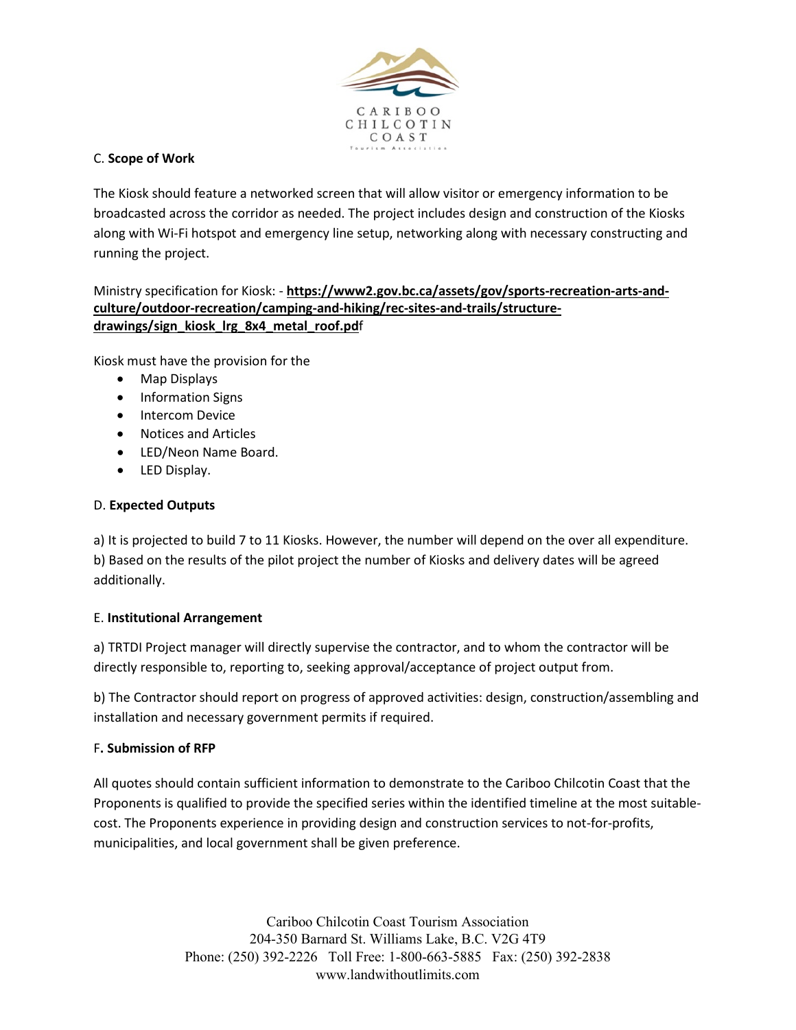### C. **Scope of Work**

The Kiosk should feature a networked screen that will allow visitor or emergency information to be broadcasted across the corridor as needed. The project includes design and construction of the Kiosks along with Wi-Fi hotspot and emergency line setup, networking along with necessary constructing and running the project.

Ministry specification for Kiosk: - **https://www2.gov.bc.ca/assets/gov/sports-recreation-arts-and-culture/outdoor-recreation/camping-and-hiking/rec-sites-and-trails/structure-drawings/sign_kiosk_lrg_8x4_metal_roof.pd**f

Kiosk must have the provision for the

- Map Displays
- Information Signs
- Intercom Device
- Notices and Articles
- LED/Neon Name Board.
- LED Display.

### D. **Expected Outputs**

a) It is projected to build 7 to 11 Kiosks. However, the number will depend on the over all expenditure.
b) Based on the results of the pilot project the number of Kiosks and delivery dates will be agreed additionally.

### E. **Institutional Arrangement**

a) TRTDI Project manager will directly supervise the contractor, and to whom the contractor will be directly responsible to, reporting to, seeking approval/acceptance of project output from.

b) The Contractor should report on progress of approved activities: design, construction/assembling and installation and necessary government permits if required.

### F**. Submission of RFP**

All quotes should contain sufficient information to demonstrate to the Cariboo Chilcotin Coast that the Proponents is qualified to provide the specified series within the identified timeline at the most suitable-cost. The Proponents experience in providing design and construction services to not-for-profits, municipalities, and local government shall be given preference.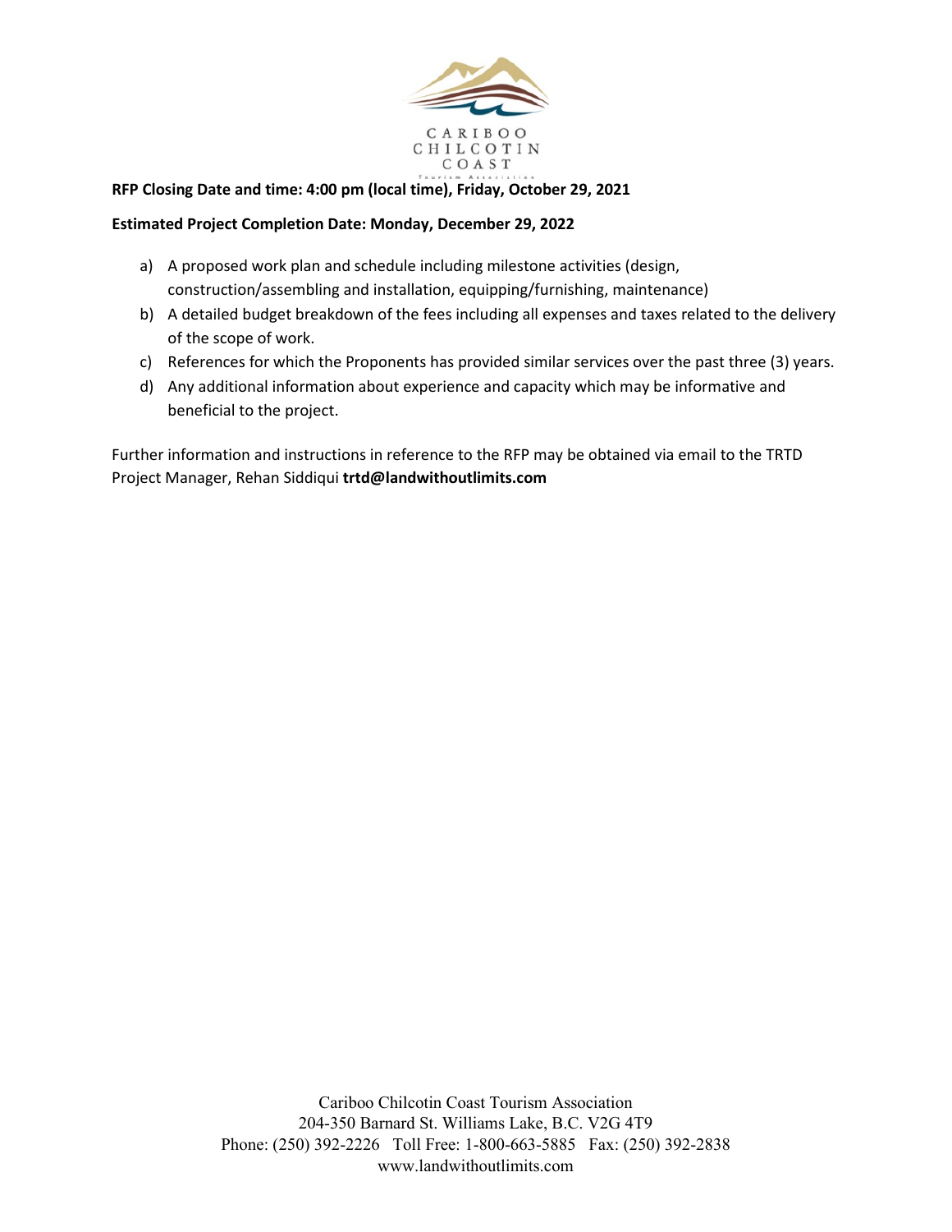CARIBOO CHILCOTIN COAST

**RFP Closing Date and time: 4:00 pm (local time), Friday, October 29, 2021**

**Estimated Project Completion Date: Monday, December 29, 2022**

a) A proposed work plan and schedule including milestone activities (design, construction/assembling and installation, equipping/furnishing, maintenance)
b) A detailed budget breakdown of the fees including all expenses and taxes related to the delivery of the scope of work.
c) References for which the Proponents has provided similar services over the past three (3) years.
d) Any additional information about experience and capacity which may be informative and beneficial to the project.

Further information and instructions in reference to the RFP may be obtained via email to the TRTD Project Manager, Rehan Siddiqui **trtd@landwithoutlimits.com**

Cariboo Chilcotin Coast Tourism Association
204-350 Barnard St. Williams Lake, B.C. V2G 4T9
Phone: (250) 392-2226 Toll Free: 1-800-663-5885 Fax: (250) 392-2838
www.landwithoutlimits.com